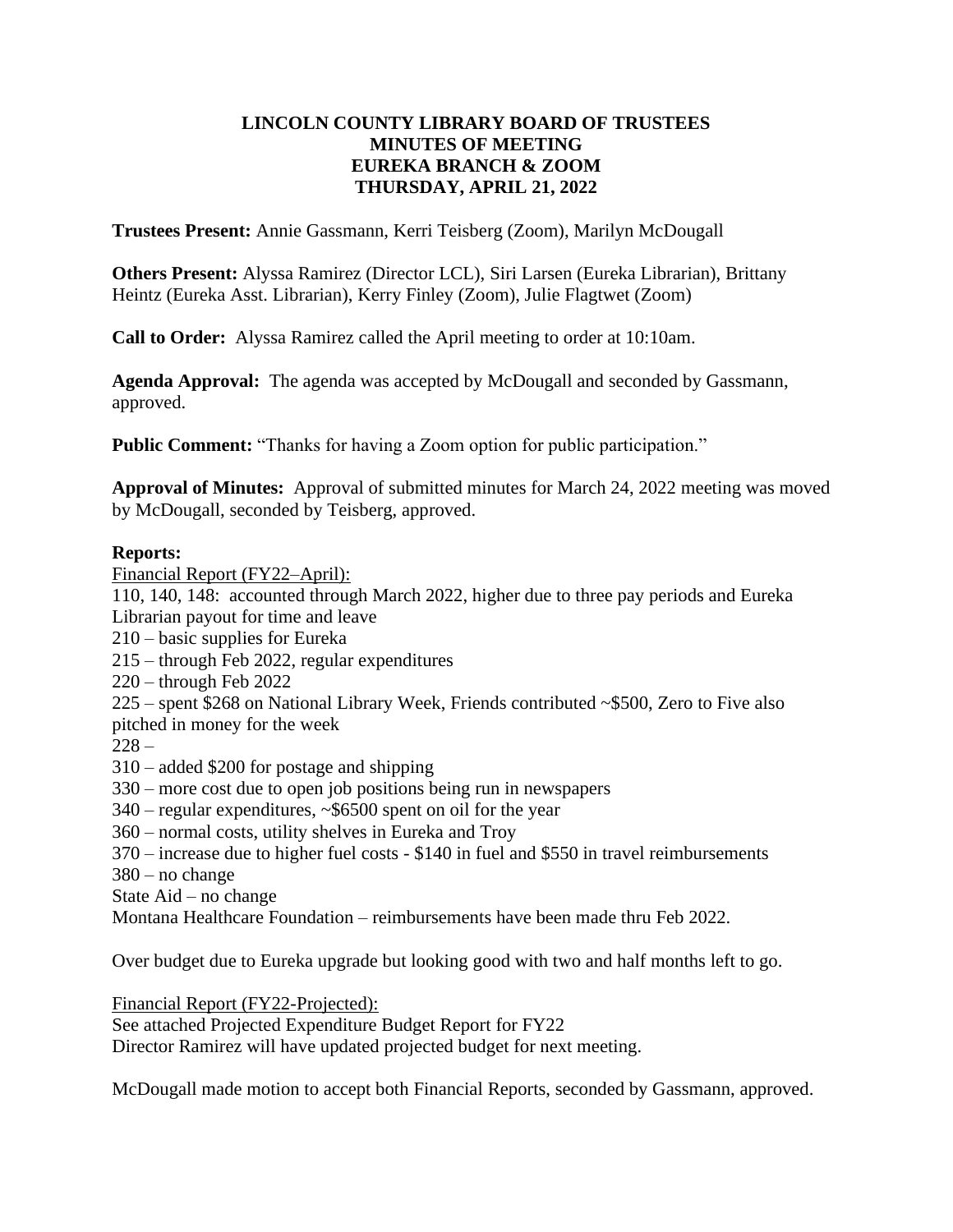# LINCOLN COUNTY LIBRARY BOARD OF TRUSTEES
## MINUTES OF MEETING
## EUREKA BRANCH & ZOOM
## THURSDAY, APRIL 21, 2022

**Trustees Present:** Annie Gassmann, Kerri Teisberg (Zoom), Marilyn McDougall

**Others Present:** Alyssa Ramirez (Director LCL), Siri Larsen (Eureka Librarian), Brittany Heintz (Eureka Asst. Librarian), Kerry Finley (Zoom), Julie Flagtwet (Zoom)

**Call to Order:** Alyssa Ramirez called the April meeting to order at 10:10am.

**Agenda Approval:** The agenda was accepted by McDougall and seconded by Gassmann, approved.

**Public Comment:** "Thanks for having a Zoom option for public participation."

**Approval of Minutes:** Approval of submitted minutes for March 24, 2022 meeting was moved by McDougall, seconded by Teisberg, approved.

**Reports:**

Financial Report (FY22–April):

110, 140, 148: accounted through March 2022, higher due to three pay periods and Eureka Librarian payout for time and leave
210 – basic supplies for Eureka
215 – through Feb 2022, regular expenditures
220 – through Feb 2022
225 – spent $268 on National Library Week, Friends contributed ~$500, Zero to Five also pitched in money for the week
228 –
310 – added $200 for postage and shipping
330 – more cost due to open job positions being run in newspapers
340 – regular expenditures, ~$6500 spent on oil for the year
360 – normal costs, utility shelves in Eureka and Troy
370 – increase due to higher fuel costs - $140 in fuel and $550 in travel reimbursements
380 – no change
State Aid – no change
Montana Healthcare Foundation – reimbursements have been made thru Feb 2022.

Over budget due to Eureka upgrade but looking good with two and half months left to go.

Financial Report (FY22-Projected):

See attached Projected Expenditure Budget Report for FY22
Director Ramirez will have updated projected budget for next meeting.

McDougall made motion to accept both Financial Reports, seconded by Gassmann, approved.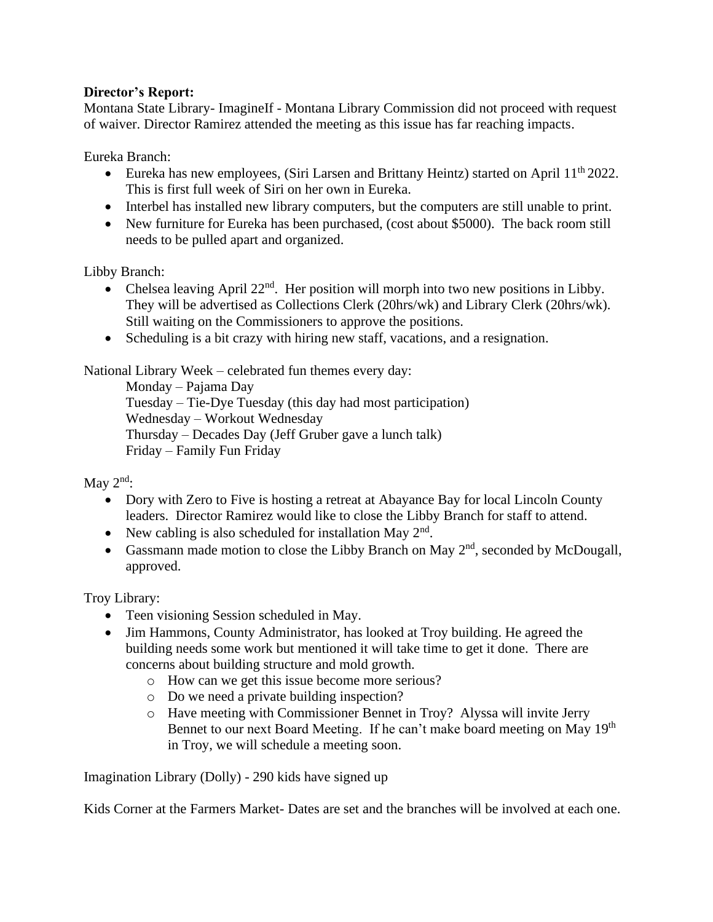**Director's Report:**
Montana State Library- ImagineIf - Montana Library Commission did not proceed with request of waiver. Director Ramirez attended the meeting as this issue has far reaching impacts.

Eureka Branch:

- Eureka has new employees, (Siri Larsen and Brittany Heintz) started on April 11th 2022. This is first full week of Siri on her own in Eureka.
- Interbel has installed new library computers, but the computers are still unable to print.
- New furniture for Eureka has been purchased, (cost about $5000). The back room still needs to be pulled apart and organized.

Libby Branch:

- Chelsea leaving April 22nd. Her position will morph into two new positions in Libby. They will be advertised as Collections Clerk (20hrs/wk) and Library Clerk (20hrs/wk). Still waiting on the Commissioners to approve the positions.
- Scheduling is a bit crazy with hiring new staff, vacations, and a resignation.

National Library Week – celebrated fun themes every day:

Monday – Pajama Day
Tuesday – Tie-Dye Tuesday (this day had most participation)
Wednesday – Workout Wednesday
Thursday – Decades Day (Jeff Gruber gave a lunch talk)
Friday – Family Fun Friday

May 2nd:

- Dory with Zero to Five is hosting a retreat at Abayance Bay for local Lincoln County leaders. Director Ramirez would like to close the Libby Branch for staff to attend.
- New cabling is also scheduled for installation May 2nd.
- Gassmann made motion to close the Libby Branch on May 2nd, seconded by McDougall, approved.

Troy Library:

- Teen visioning Session scheduled in May.
- Jim Hammons, County Administrator, has looked at Troy building. He agreed the building needs some work but mentioned it will take time to get it done. There are concerns about building structure and mold growth.
    - How can we get this issue become more serious?
    - Do we need a private building inspection?
    - Have meeting with Commissioner Bennet in Troy? Alyssa will invite Jerry Bennet to our next Board Meeting. If he can't make board meeting on May 19th in Troy, we will schedule a meeting soon.

Imagination Library (Dolly) - 290 kids have signed up

Kids Corner at the Farmers Market- Dates are set and the branches will be involved at each one.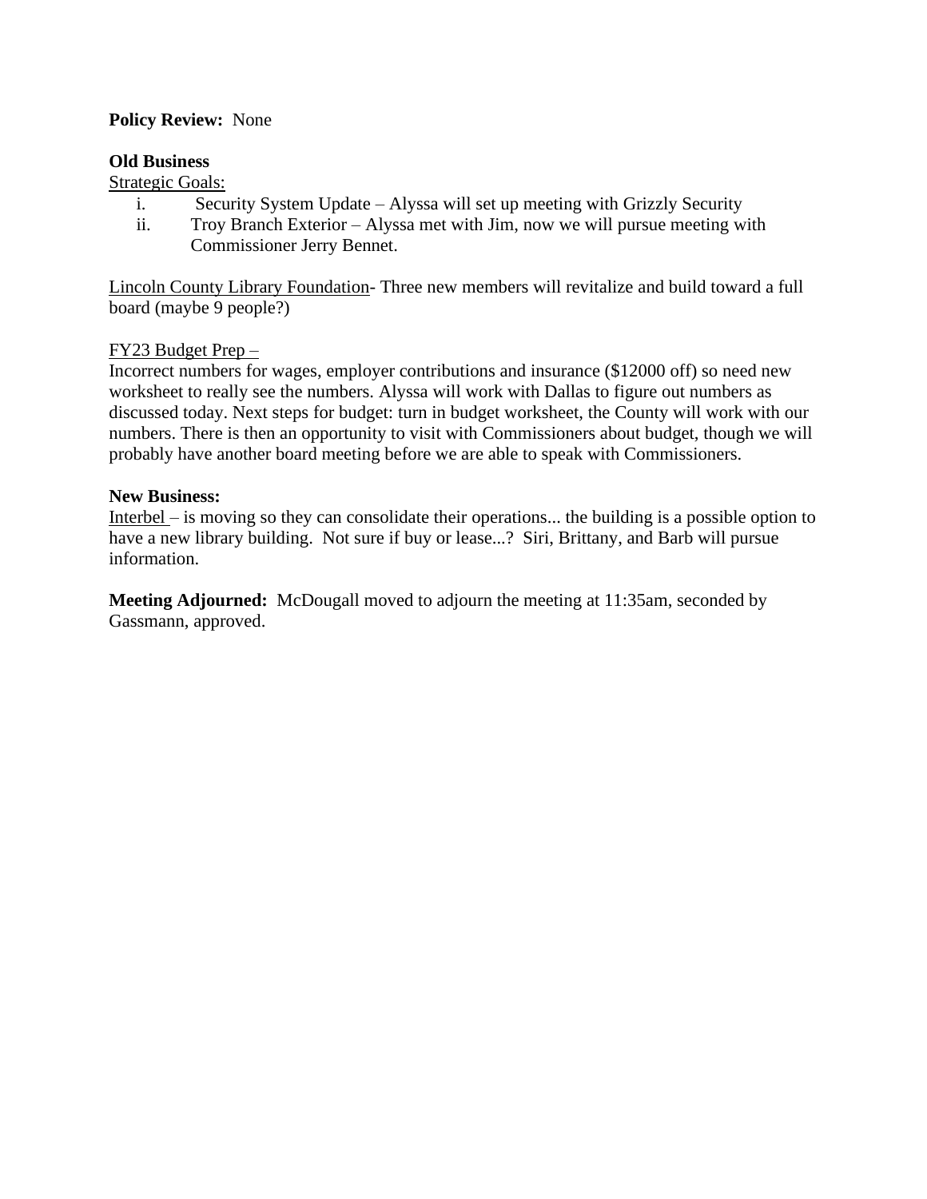**Policy Review:** None

**Old Business**

Strategic Goals:

i. Security System Update – Alyssa will set up meeting with Grizzly Security
ii. Troy Branch Exterior – Alyssa met with Jim, now we will pursue meeting with Commissioner Jerry Bennet.

Lincoln County Library Foundation- Three new members will revitalize and build toward a full board (maybe 9 people?)

FY23 Budget Prep –

Incorrect numbers for wages, employer contributions and insurance ($12000 off) so need new worksheet to really see the numbers. Alyssa will work with Dallas to figure out numbers as discussed today. Next steps for budget: turn in budget worksheet, the County will work with our numbers. There is then an opportunity to visit with Commissioners about budget, though we will probably have another board meeting before we are able to speak with Commissioners.

**New Business:**

Interbel – is moving so they can consolidate their operations... the building is a possible option to have a new library building. Not sure if buy or lease...? Siri, Brittany, and Barb will pursue information.

**Meeting Adjourned:** McDougall moved to adjourn the meeting at 11:35am, seconded by Gassmann, approved.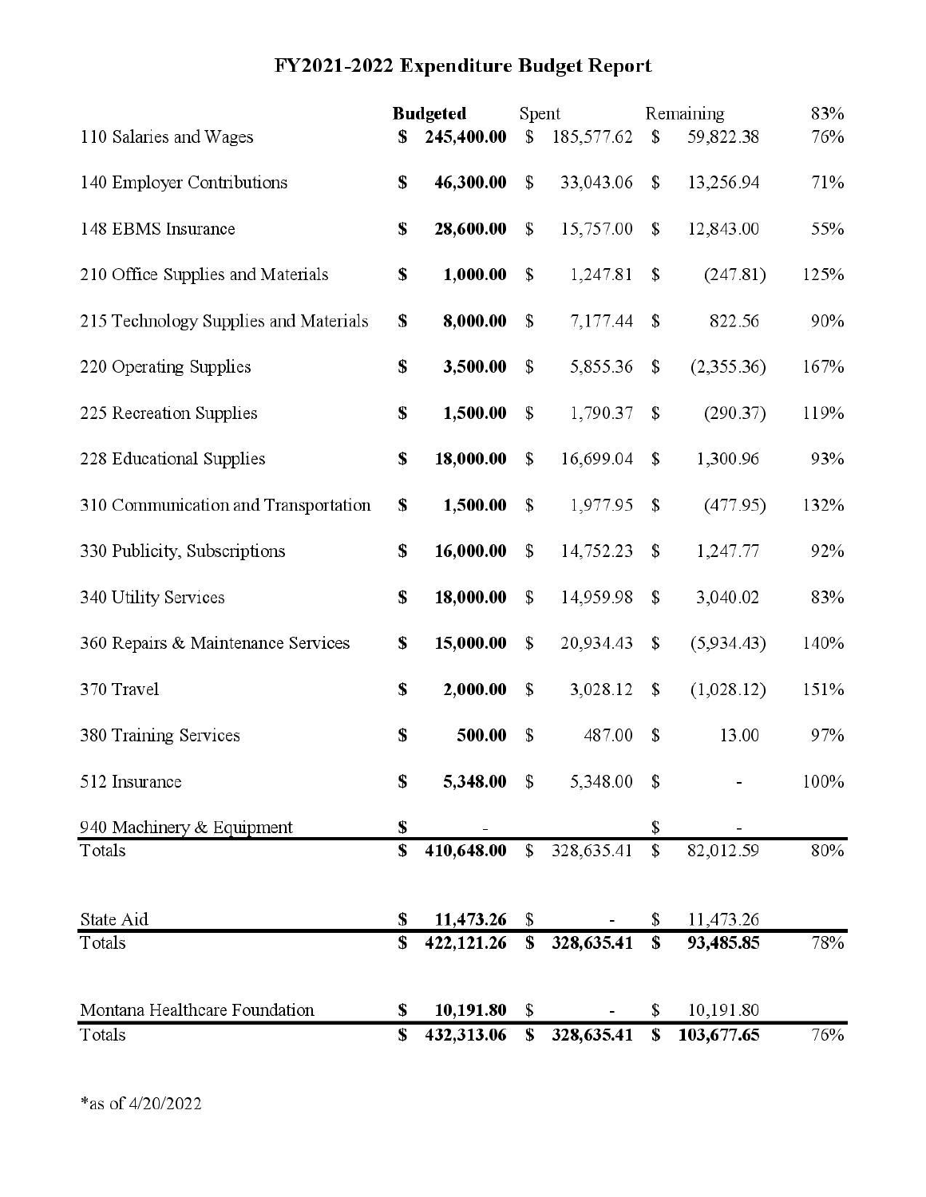# FY2021-2022 Expenditure Budget Report

| | **Budgeted** | Spent | Remaining | 83% |
|---|---|---|---|---|
| 110 Salaries and Wages | **$ 245,400.00** | $ 185,577.62 | $ 59,822.38 | 76% |
| 140 Employer Contributions | **$ 46,300.00** | $ 33,043.06 | $ 13,256.94 | 71% |
| 148 EBMS Insurance | **$ 28,600.00** | $ 15,757.00 | $ 12,843.00 | 55% |
| 210 Office Supplies and Materials | **$ 1,000.00** | $ 1,247.81 | $ (247.81) | 125% |
| 215 Technology Supplies and Materials | **$ 8,000.00** | $ 7,177.44 | $ 822.56 | 90% |
| 220 Operating Supplies | **$ 3,500.00** | $ 5,855.36 | $ (2,355.36) | 167% |
| 225 Recreation Supplies | **$ 1,500.00** | $ 1,790.37 | $ (290.37) | 119% |
| 228 Educational Supplies | **$ 18,000.00** | $ 16,699.04 | $ 1,300.96 | 93% |
| 310 Communication and Transportation | **$ 1,500.00** | $ 1,977.95 | $ (477.95) | 132% |
| 330 Publicity, Subscriptions | **$ 16,000.00** | $ 14,752.23 | $ 1,247.77 | 92% |
| 340 Utility Services | **$ 18,000.00** | $ 14,959.98 | $ 3,040.02 | 83% |
| 360 Repairs & Maintenance Services | **$ 15,000.00** | $ 20,934.43 | $ (5,934.43) | 140% |
| 370 Travel | **$ 2,000.00** | $ 3,028.12 | $ (1,028.12) | 151% |
| 380 Training Services | **$ 500.00** | $ 487.00 | $ 13.00 | 97% |
| 512 Insurance | **$ 5,348.00** | $ 5,348.00 | $ - | 100% |
| 940 Machinery & Equipment | **$ -** | | $ - | |
| Totals | **$ 410,648.00** | $ 328,635.41 | $ 82,012.59 | 80% |
| | | | | |
| State Aid | **$ 11,473.26** | $ - | $ 11,473.26 | |
| Totals | **$ 422,121.26** | **$ 328,635.41** | **$ 93,485.85** | 78% |
| | | | | |
| Montana Healthcare Foundation | **$ 10,191.80** | $ - | $ 10,191.80 | |
| Totals | **$ 432,313.06** | **$ 328,635.41** | **$ 103,677.65** | 76% |

*as of 4/20/2022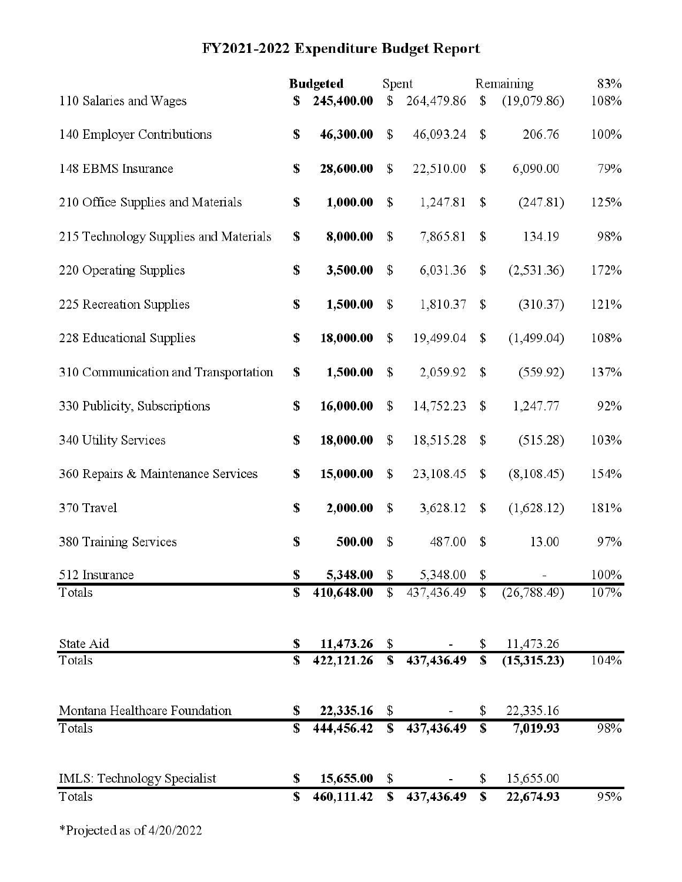# FY2021-2022 Expenditure Budget Report

| | **Budgeted** | Spent | Remaining | 83% |
|---|---|---|---|---|
| 110 Salaries and Wages | **$ 245,400.00** | $ 264,479.86 | $ (19,079.86) | 108% |
| 140 Employer Contributions | **$ 46,300.00** | $ 46,093.24 | $ 206.76 | 100% |
| 148 EBMS Insurance | **$ 28,600.00** | $ 22,510.00 | $ 6,090.00 | 79% |
| 210 Office Supplies and Materials | **$ 1,000.00** | $ 1,247.81 | $ (247.81) | 125% |
| 215 Technology Supplies and Materials | **$ 8,000.00** | $ 7,865.81 | $ 134.19 | 98% |
| 220 Operating Supplies | **$ 3,500.00** | $ 6,031.36 | $ (2,531.36) | 172% |
| 225 Recreation Supplies | **$ 1,500.00** | $ 1,810.37 | $ (310.37) | 121% |
| 228 Educational Supplies | **$ 18,000.00** | $ 19,499.04 | $ (1,499.04) | 108% |
| 310 Communication and Transportation | **$ 1,500.00** | $ 2,059.92 | $ (559.92) | 137% |
| 330 Publicity, Subscriptions | **$ 16,000.00** | $ 14,752.23 | $ 1,247.77 | 92% |
| 340 Utility Services | **$ 18,000.00** | $ 18,515.28 | $ (515.28) | 103% |
| 360 Repairs & Maintenance Services | **$ 15,000.00** | $ 23,108.45 | $ (8,108.45) | 154% |
| 370 Travel | **$ 2,000.00** | $ 3,628.12 | $ (1,628.12) | 181% |
| 380 Training Services | **$ 500.00** | $ 487.00 | $ 13.00 | 97% |
| 512 Insurance | **$ 5,348.00** | $ 5,348.00 | $ - | 100% |
| Totals | **$ 410,648.00** | $ 437,436.49 | $ (26,788.49) | 107% |
| | | | | |
| State Aid | **$ 11,473.26** | $ - | $ 11,473.26 | |
| Totals | **$ 422,121.26** | **$ 437,436.49** | **$ (15,315.23)** | 104% |
| | | | | |
| Montana Healthcare Foundation | **$ 22,335.16** | $ - | $ 22,335.16 | |
| Totals | **$ 444,456.42** | **$ 437,436.49** | **$ 7,019.93** | 98% |
| | | | | |
| IMLS: Technology Specialist | **$ 15,655.00** | $ - | $ 15,655.00 | |
| Totals | **$ 460,111.42** | **$ 437,436.49** | **$ 22,674.93** | 95% |

*Projected as of 4/20/2022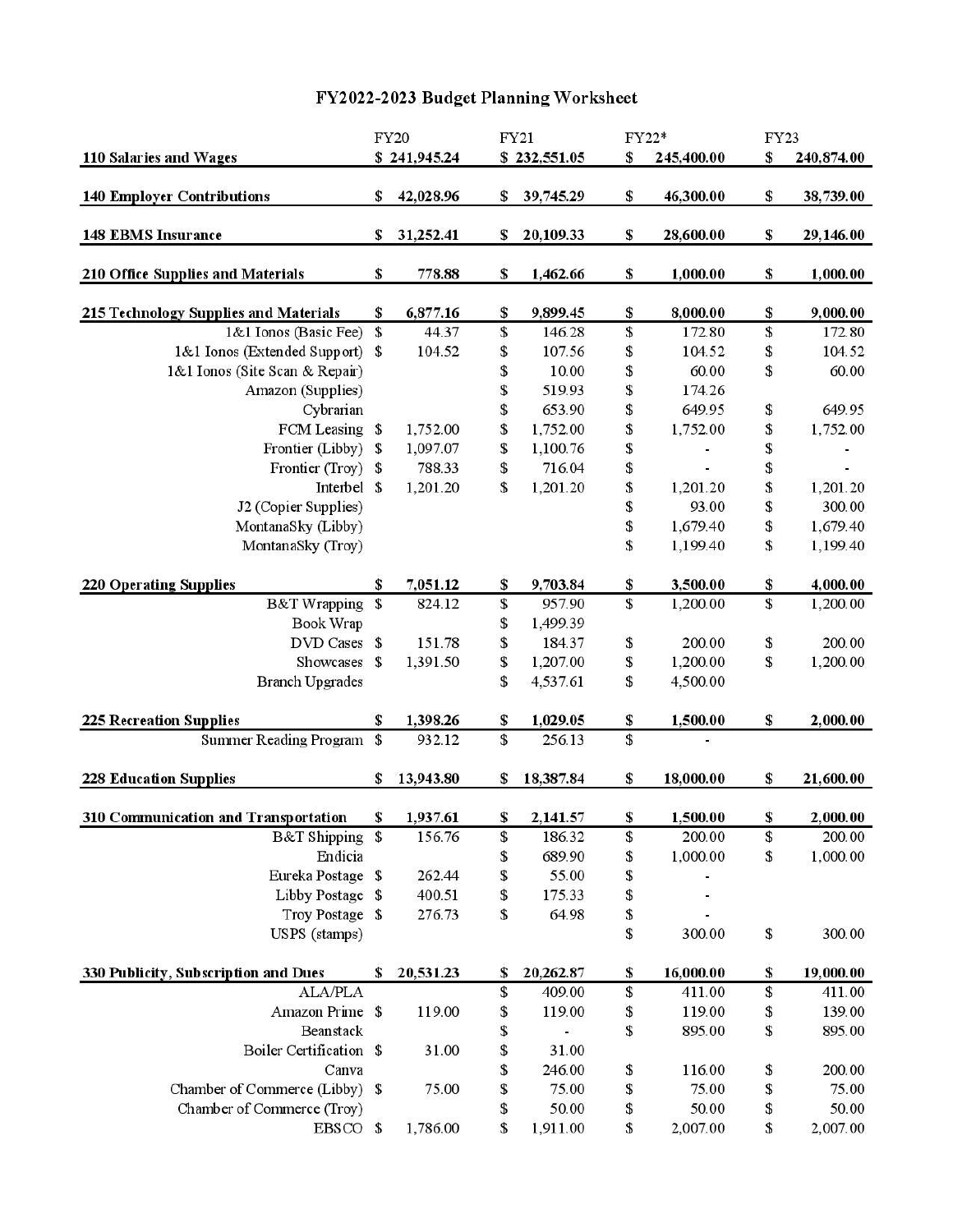# FY2022-2023 Budget Planning Worksheet

| | FY20 | FY21 | FY22* | FY23 |
|---|---|---|---|---|
| **110 Salaries and Wages** | **$ 241,945.24** | **$ 232,551.05** | **$ 245,400.00** | **$ 240,874.00** |
| **140 Employer Contributions** | **$ 42,028.96** | **$ 39,745.29** | **$ 46,300.00** | **$ 38,739.00** |
| **148 EBMS Insurance** | **$ 31,252.41** | **$ 20,109.33** | **$ 28,600.00** | **$ 29,146.00** |
| **210 Office Supplies and Materials** | **$ 778.88** | **$ 1,462.66** | **$ 1,000.00** | **$ 1,000.00** |
| **215 Technology Supplies and Materials** | **$ 6,877.16** | **$ 9,899.45** | **$ 8,000.00** | **$ 9,000.00** |
| 1&1 Ionos (Basic Fee) | $ 44.37 | $ 146.28 | $ 172.80 | $ 172.80 |
| 1&1 Ionos (Extended Support) | $ 104.52 | $ 107.56 | $ 104.52 | $ 104.52 |
| 1&1 Ionos (Site Scan & Repair) | | $ 10.00 | $ 60.00 | $ 60.00 |
| Amazon (Supplies) | | $ 519.93 | $ 174.26 | |
| Cybrarian | | $ 653.90 | $ 649.95 | $ 649.95 |
| FCM Leasing | $ 1,752.00 | $ 1,752.00 | $ 1,752.00 | $ 1,752.00 |
| Frontier (Libby) | $ 1,097.07 | $ 1,100.76 | $ - | $ - |
| Frontier (Troy) | $ 788.33 | $ 716.04 | $ - | $ - |
| Interbel | $ 1,201.20 | $ 1,201.20 | $ 1,201.20 | $ 1,201.20 |
| J2 (Copier Supplies) | | | $ 93.00 | $ 300.00 |
| MontanaSky (Libby) | | | $ 1,679.40 | $ 1,679.40 |
| MontanaSky (Troy) | | | $ 1,199.40 | $ 1,199.40 |
| **220 Operating Supplies** | **$ 7,051.12** | **$ 9,703.84** | **$ 3,500.00** | **$ 4,000.00** |
| B&T Wrapping | $ 824.12 | $ 957.90 | $ 1,200.00 | $ 1,200.00 |
| Book Wrap | | $ 1,499.39 | | |
| DVD Cases | $ 151.78 | $ 184.37 | $ 200.00 | $ 200.00 |
| Showcases | $ 1,391.50 | $ 1,207.00 | $ 1,200.00 | $ 1,200.00 |
| Branch Upgrades | | $ 4,537.61 | $ 4,500.00 | |
| **225 Recreation Supplies** | **$ 1,398.26** | **$ 1,029.05** | **$ 1,500.00** | **$ 2,000.00** |
| Summer Reading Program | $ 932.12 | $ 256.13 | $ - | |
| **228 Education Supplies** | **$ 13,943.80** | **$ 18,387.84** | **$ 18,000.00** | **$ 21,600.00** |
| **310 Communication and Transportation** | **$ 1,937.61** | **$ 2,141.57** | **$ 1,500.00** | **$ 2,000.00** |
| B&T Shipping | $ 156.76 | $ 186.32 | $ 200.00 | $ 200.00 |
| Endicia | | $ 689.90 | $ 1,000.00 | $ 1,000.00 |
| Eureka Postage | $ 262.44 | $ 55.00 | $ - | |
| Libby Postage | $ 400.51 | $ 175.33 | $ - | |
| Troy Postage | $ 276.73 | $ 64.98 | $ - | |
| USPS (stamps) | | | $ 300.00 | $ 300.00 |
| **330 Publicity, Subscription and Dues** | **$ 20,531.23** | **$ 20,262.87** | **$ 16,000.00** | **$ 19,000.00** |
| ALA/PLA | | $ 409.00 | $ 411.00 | $ 411.00 |
| Amazon Prime | $ 119.00 | $ 119.00 | $ 119.00 | $ 139.00 |
| Beanstack | | $ - | $ 895.00 | $ 895.00 |
| Boiler Certification | $ 31.00 | $ 31.00 | | |
| Canva | | $ 246.00 | $ 116.00 | $ 200.00 |
| Chamber of Commerce (Libby) | $ 75.00 | $ 75.00 | $ 75.00 | $ 75.00 |
| Chamber of Commerce (Troy) | | $ 50.00 | $ 50.00 | $ 50.00 |
| EBSCO | $ 1,786.00 | $ 1,911.00 | $ 2,007.00 | $ 2,007.00 |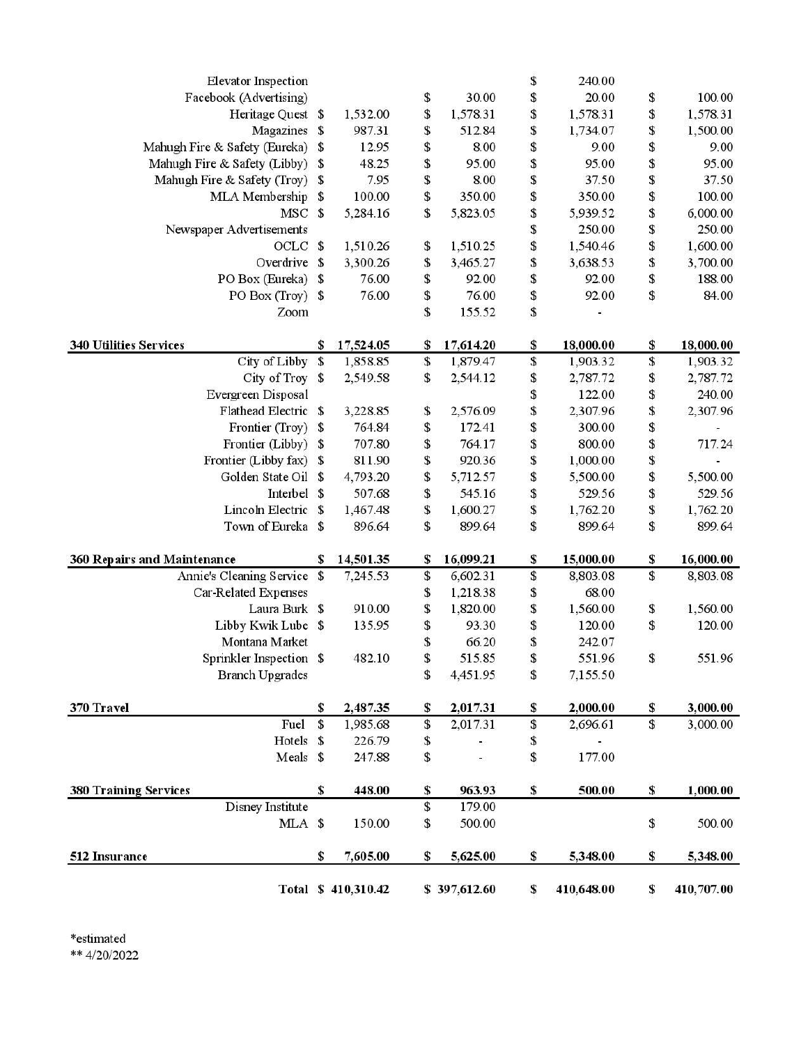| | | | | |
|---|---|---|---|---|
| Elevator Inspection | | | $ 240.00 | |
| Facebook (Advertising) | | $ 30.00 | $ 20.00 | $ 100.00 |
| Heritage Quest | $ 1,532.00 | $ 1,578.31 | $ 1,578.31 | $ 1,578.31 |
| Magazines | $ 987.31 | $ 512.84 | $ 1,734.07 | $ 1,500.00 |
| Mahugh Fire & Safety (Eureka) | $ 12.95 | $ 8.00 | $ 9.00 | $ 9.00 |
| Mahugh Fire & Safety (Libby) | $ 48.25 | $ 95.00 | $ 95.00 | $ 95.00 |
| Mahugh Fire & Safety (Troy) | $ 7.95 | $ 8.00 | $ 37.50 | $ 37.50 |
| MLA Membership | $ 100.00 | $ 350.00 | $ 350.00 | $ 100.00 |
| MSC | $ 5,284.16 | $ 5,823.05 | $ 5,939.52 | $ 6,000.00 |
| Newspaper Advertisements | | | $ 250.00 | $ 250.00 |
| OCLC | $ 1,510.26 | $ 1,510.25 | $ 1,540.46 | $ 1,600.00 |
| Overdrive | $ 3,300.26 | $ 3,465.27 | $ 3,638.53 | $ 3,700.00 |
| PO Box (Eureka) | $ 76.00 | $ 92.00 | $ 92.00 | $ 188.00 |
| PO Box (Troy) | $ 76.00 | $ 76.00 | $ 92.00 | $ 84.00 |
| Zoom | | $ 155.52 | $ - | |
| **340 Utilities Services** | **$ 17,524.05** | **$ 17,614.20** | **$ 18,000.00** | **$ 18,000.00** |
| City of Libby | $ 1,858.85 | $ 1,879.47 | $ 1,903.32 | $ 1,903.32 |
| City of Troy | $ 2,549.58 | $ 2,544.12 | $ 2,787.72 | $ 2,787.72 |
| Evergreen Disposal | | | $ 122.00 | $ 240.00 |
| Flathead Electric | $ 3,228.85 | $ 2,576.09 | $ 2,307.96 | $ 2,307.96 |
| Frontier (Troy) | $ 764.84 | $ 172.41 | $ 300.00 | $ - |
| Frontier (Libby) | $ 707.80 | $ 764.17 | $ 800.00 | $ 717.24 |
| Frontier (Libby fax) | $ 811.90 | $ 920.36 | $ 1,000.00 | $ - |
| Golden State Oil | $ 4,793.20 | $ 5,712.57 | $ 5,500.00 | $ 5,500.00 |
| Interbel | $ 507.68 | $ 545.16 | $ 529.56 | $ 529.56 |
| Lincoln Electric | $ 1,467.48 | $ 1,600.27 | $ 1,762.20 | $ 1,762.20 |
| Town of Eureka | $ 896.64 | $ 899.64 | $ 899.64 | $ 899.64 |
| **360 Repairs and Maintenance** | **$ 14,501.35** | **$ 16,099.21** | **$ 15,000.00** | **$ 16,000.00** |
| Annie's Cleaning Service | $ 7,245.53 | $ 6,602.31 | $ 8,803.08 | $ 8,803.08 |
| Car-Related Expenses | | $ 1,218.38 | $ 68.00 | |
| Laura Burk | $ 910.00 | $ 1,820.00 | $ 1,560.00 | $ 1,560.00 |
| Libby Kwik Lube | $ 135.95 | $ 93.30 | $ 120.00 | $ 120.00 |
| Montana Market | | $ 66.20 | $ 242.07 | |
| Sprinkler Inspection | $ 482.10 | $ 515.85 | $ 551.96 | $ 551.96 |
| Branch Upgrades | | $ 4,451.95 | $ 7,155.50 | |
| **370 Travel** | **$ 2,487.35** | **$ 2,017.31** | **$ 2,000.00** | **$ 3,000.00** |
| Fuel | $ 1,985.68 | $ 2,017.31 | $ 2,696.61 | $ 3,000.00 |
| Hotels | $ 226.79 | $ - | $ - | |
| Meals | $ 247.88 | $ - | $ 177.00 | |
| **380 Training Services** | **$ 448.00** | **$ 963.93** | **$ 500.00** | **$ 1,000.00** |
| Disney Institute | | $ 179.00 | | |
| MLA | $ 150.00 | $ 500.00 | | $ 500.00 |
| **512 Insurance** | **$ 7,605.00** | **$ 5,625.00** | **$ 5,348.00** | **$ 5,348.00** |
| Total | $ 410,310.42 | $ 397,612.60 | $ 410,648.00 | $ 410,707.00 |

*estimated
** 4/20/2022